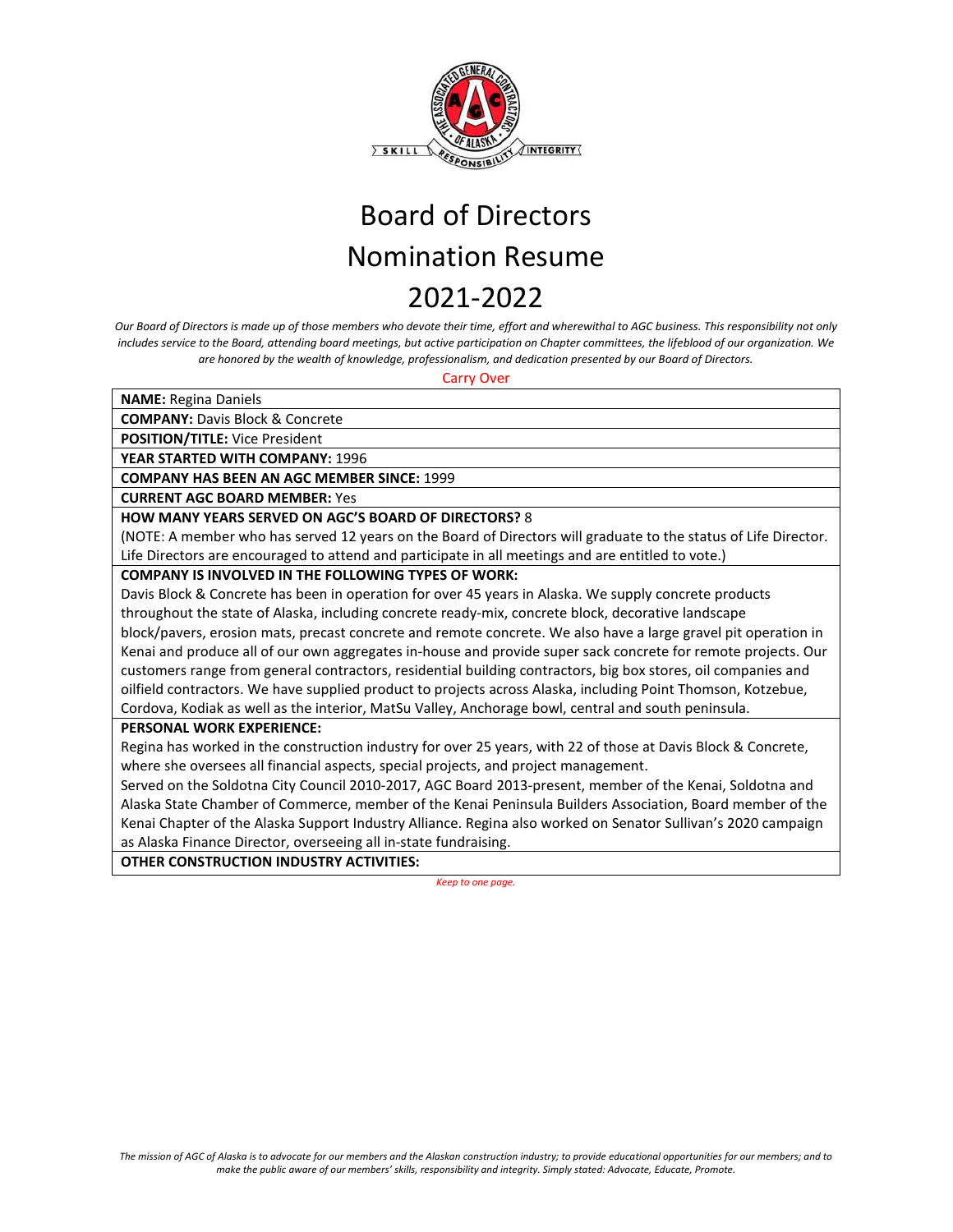# Board of Directors
# Nomination Resume
# 2021-2022

*Our Board of Directors is made up of those members who devote their time, effort and wherewithal to AGC business. This responsibility not only includes service to the Board, attending board meetings, but active participation on Chapter committees, the lifeblood of our organization. We are honored by the wealth of knowledge, professionalism, and dedication presented by our Board of Directors.*

Carry Over

**NAME:** Regina Daniels

**COMPANY:** Davis Block & Concrete

**POSITION/TITLE:** Vice President

**YEAR STARTED WITH COMPANY:** 1996

**COMPANY HAS BEEN AN AGC MEMBER SINCE:** 1999

**CURRENT AGC BOARD MEMBER:** Yes

**HOW MANY YEARS SERVED ON AGC'S BOARD OF DIRECTORS?** 8

(NOTE: A member who has served 12 years on the Board of Directors will graduate to the status of Life Director. Life Directors are encouraged to attend and participate in all meetings and are entitled to vote.)

**COMPANY IS INVOLVED IN THE FOLLOWING TYPES OF WORK:**

Davis Block & Concrete has been in operation for over 45 years in Alaska. We supply concrete products throughout the state of Alaska, including concrete ready-mix, concrete block, decorative landscape block/pavers, erosion mats, precast concrete and remote concrete. We also have a large gravel pit operation in Kenai and produce all of our own aggregates in-house and provide super sack concrete for remote projects. Our customers range from general contractors, residential building contractors, big box stores, oil companies and oilfield contractors. We have supplied product to projects across Alaska, including Point Thomson, Kotzebue, Cordova, Kodiak as well as the interior, MatSu Valley, Anchorage bowl, central and south peninsula.

**PERSONAL WORK EXPERIENCE:**

Regina has worked in the construction industry for over 25 years, with 22 of those at Davis Block & Concrete, where she oversees all financial aspects, special projects, and project management.

Served on the Soldotna City Council 2010-2017, AGC Board 2013-present, member of the Kenai, Soldotna and Alaska State Chamber of Commerce, member of the Kenai Peninsula Builders Association, Board member of the Kenai Chapter of the Alaska Support Industry Alliance. Regina also worked on Senator Sullivan's 2020 campaign as Alaska Finance Director, overseeing all in-state fundraising.

**OTHER CONSTRUCTION INDUSTRY ACTIVITIES:**

*Keep to one page.*

*The mission of AGC of Alaska is to advocate for our members and the Alaskan construction industry; to provide educational opportunities for our members; and to make the public aware of our members' skills, responsibility and integrity. Simply stated: Advocate, Educate, Promote.*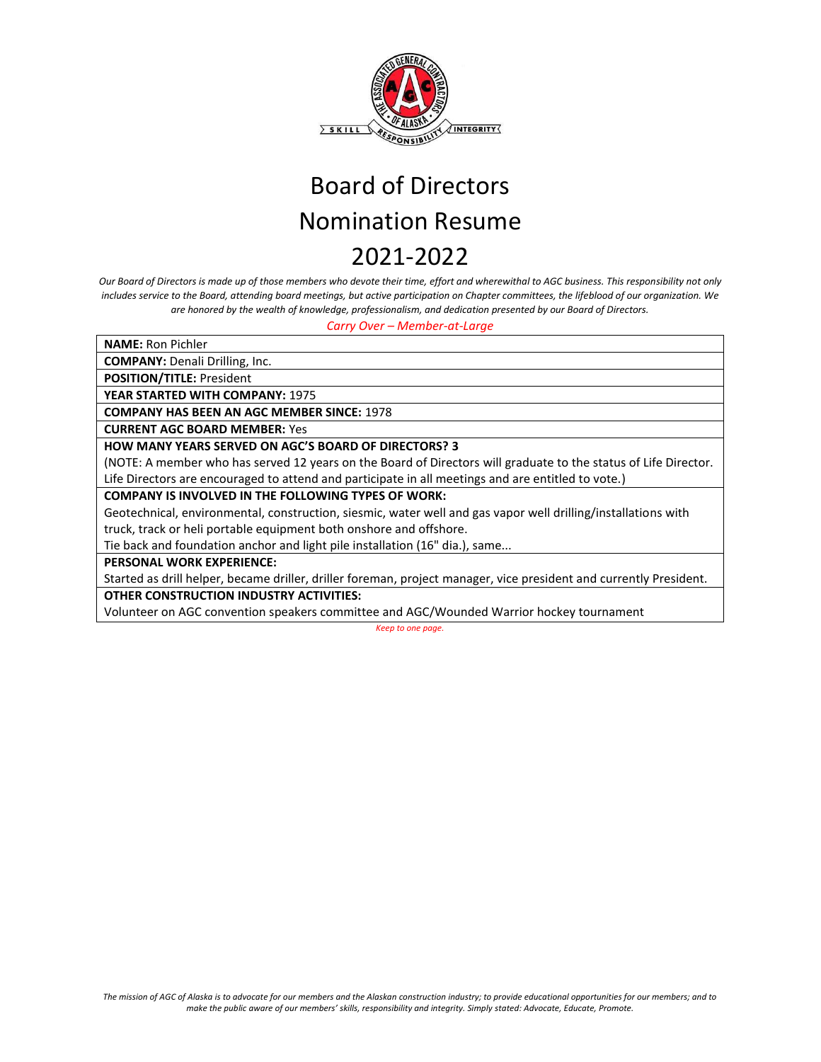# Board of Directors
# Nomination Resume
# 2021-2022

*Our Board of Directors is made up of those members who devote their time, effort and wherewithal to AGC business. This responsibility not only includes service to the Board, attending board meetings, but active participation on Chapter committees, the lifeblood of our organization. We are honored by the wealth of knowledge, professionalism, and dedication presented by our Board of Directors.*

*Carry Over – Member-at-Large*

**NAME:** Ron Pichler

**COMPANY:** Denali Drilling, Inc.

**POSITION/TITLE:** President

**YEAR STARTED WITH COMPANY:** 1975

**COMPANY HAS BEEN AN AGC MEMBER SINCE:** 1978

**CURRENT AGC BOARD MEMBER:** Yes

**HOW MANY YEARS SERVED ON AGC'S BOARD OF DIRECTORS? 3**

(NOTE: A member who has served 12 years on the Board of Directors will graduate to the status of Life Director. Life Directors are encouraged to attend and participate in all meetings and are entitled to vote.)

**COMPANY IS INVOLVED IN THE FOLLOWING TYPES OF WORK:**

Geotechnical, environmental, construction, siesmic, water well and gas vapor well drilling/installations with truck, track or heli portable equipment both onshore and offshore.

Tie back and foundation anchor and light pile installation (16" dia.), same...

**PERSONAL WORK EXPERIENCE:**

Started as drill helper, became driller, driller foreman, project manager, vice president and currently President.

**OTHER CONSTRUCTION INDUSTRY ACTIVITIES:**

Volunteer on AGC convention speakers committee and AGC/Wounded Warrior hockey tournament

*Keep to one page.*

*The mission of AGC of Alaska is to advocate for our members and the Alaskan construction industry; to provide educational opportunities for our members; and to make the public aware of our members' skills, responsibility and integrity. Simply stated: Advocate, Educate, Promote.*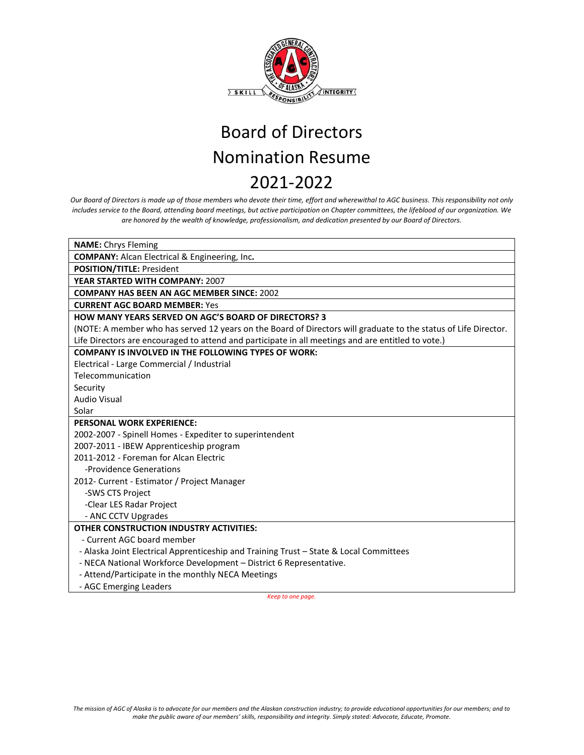# Board of Directors
# Nomination Resume
# 2021-2022

*Our Board of Directors is made up of those members who devote their time, effort and wherewithal to AGC business. This responsibility not only includes service to the Board, attending board meetings, but active participation on Chapter committees, the lifeblood of our organization. We are honored by the wealth of knowledge, professionalism, and dedication presented by our Board of Directors.*

**NAME:** Chrys Fleming

**COMPANY:** Alcan Electrical & Engineering, Inc**.**

**POSITION/TITLE:** President

**YEAR STARTED WITH COMPANY:** 2007

**COMPANY HAS BEEN AN AGC MEMBER SINCE:** 2002

**CURRENT AGC BOARD MEMBER:** Yes

**HOW MANY YEARS SERVED ON AGC'S BOARD OF DIRECTORS? 3**

(NOTE: A member who has served 12 years on the Board of Directors will graduate to the status of Life Director. Life Directors are encouraged to attend and participate in all meetings and are entitled to vote.)

**COMPANY IS INVOLVED IN THE FOLLOWING TYPES OF WORK:**

Electrical - Large Commercial / Industrial
Telecommunication
Security
Audio Visual
Solar

**PERSONAL WORK EXPERIENCE:**

2002-2007 - Spinell Homes - Expediter to superintendent
2007-2011 - IBEW Apprenticeship program
2011-2012 - Foreman for Alcan Electric
  -Providence Generations
2012- Current - Estimator / Project Manager
  -SWS CTS Project
  -Clear LES Radar Project
  - ANC CCTV Upgrades

**OTHER CONSTRUCTION INDUSTRY ACTIVITIES:**

- Current AGC board member
- Alaska Joint Electrical Apprenticeship and Training Trust – State & Local Committees
- NECA National Workforce Development – District 6 Representative.
- Attend/Participate in the monthly NECA Meetings
- AGC Emerging Leaders

*Keep to one page.*

*The mission of AGC of Alaska is to advocate for our members and the Alaskan construction industry; to provide educational opportunities for our members; and to make the public aware of our members' skills, responsibility and integrity. Simply stated: Advocate, Educate, Promote.*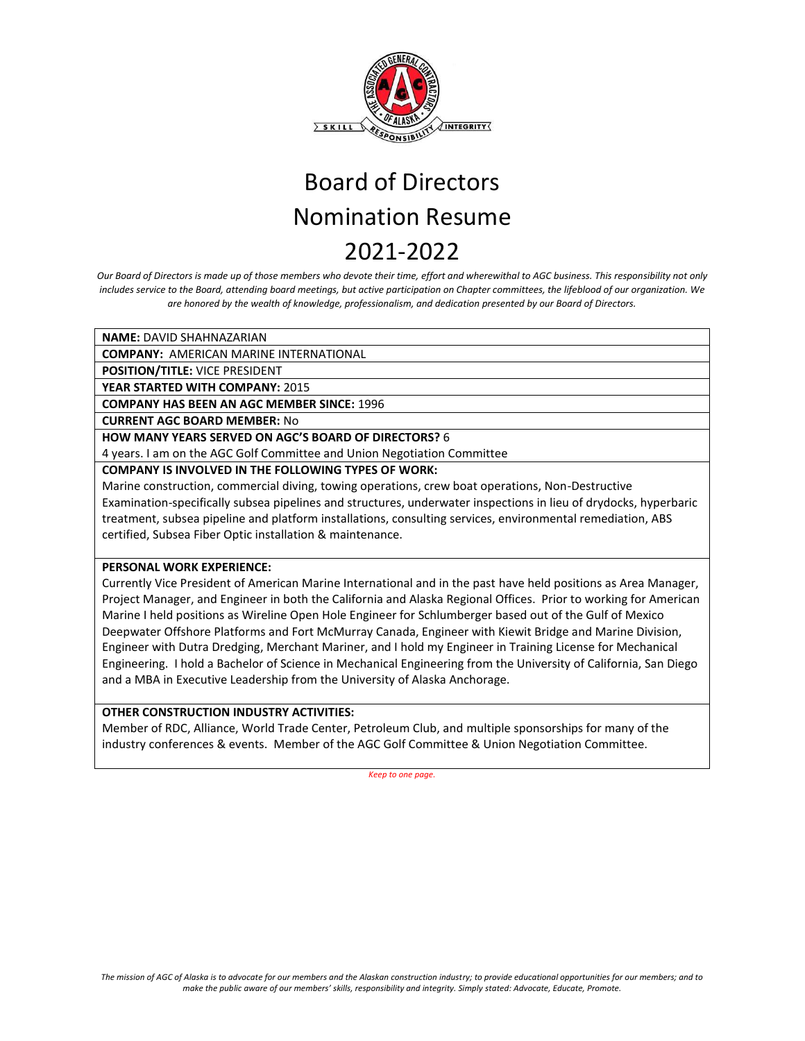# Board of Directors
# Nomination Resume
# 2021-2022

*Our Board of Directors is made up of those members who devote their time, effort and wherewithal to AGC business. This responsibility not only includes service to the Board, attending board meetings, but active participation on Chapter committees, the lifeblood of our organization. We are honored by the wealth of knowledge, professionalism, and dedication presented by our Board of Directors.*

**NAME:** DAVID SHAHNAZARIAN

**COMPANY:** AMERICAN MARINE INTERNATIONAL

**POSITION/TITLE:** VICE PRESIDENT

**YEAR STARTED WITH COMPANY:** 2015

**COMPANY HAS BEEN AN AGC MEMBER SINCE:** 1996

**CURRENT AGC BOARD MEMBER:** No

**HOW MANY YEARS SERVED ON AGC'S BOARD OF DIRECTORS?** 6

4 years. I am on the AGC Golf Committee and Union Negotiation Committee

**COMPANY IS INVOLVED IN THE FOLLOWING TYPES OF WORK:**

Marine construction, commercial diving, towing operations, crew boat operations, Non-Destructive Examination-specifically subsea pipelines and structures, underwater inspections in lieu of drydocks, hyperbaric treatment, subsea pipeline and platform installations, consulting services, environmental remediation, ABS certified, Subsea Fiber Optic installation & maintenance.

**PERSONAL WORK EXPERIENCE:**

Currently Vice President of American Marine International and in the past have held positions as Area Manager, Project Manager, and Engineer in both the California and Alaska Regional Offices. Prior to working for American Marine I held positions as Wireline Open Hole Engineer for Schlumberger based out of the Gulf of Mexico Deepwater Offshore Platforms and Fort McMurray Canada, Engineer with Kiewit Bridge and Marine Division, Engineer with Dutra Dredging, Merchant Mariner, and I hold my Engineer in Training License for Mechanical Engineering. I hold a Bachelor of Science in Mechanical Engineering from the University of California, San Diego and a MBA in Executive Leadership from the University of Alaska Anchorage.

**OTHER CONSTRUCTION INDUSTRY ACTIVITIES:**

Member of RDC, Alliance, World Trade Center, Petroleum Club, and multiple sponsorships for many of the industry conferences & events. Member of the AGC Golf Committee & Union Negotiation Committee.

*Keep to one page.*

*The mission of AGC of Alaska is to advocate for our members and the Alaskan construction industry; to provide educational opportunities for our members; and to make the public aware of our members' skills, responsibility and integrity. Simply stated: Advocate, Educate, Promote.*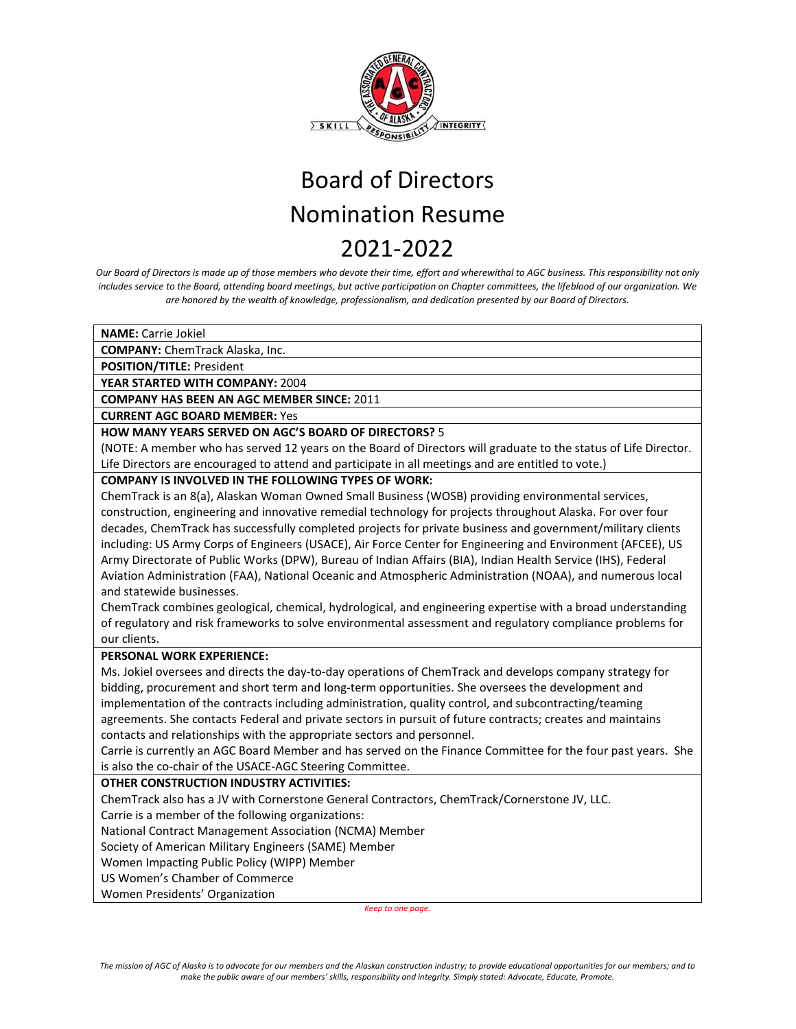# Board of Directors
# Nomination Resume
# 2021-2022

*Our Board of Directors is made up of those members who devote their time, effort and wherewithal to AGC business. This responsibility not only includes service to the Board, attending board meetings, but active participation on Chapter committees, the lifeblood of our organization. We are honored by the wealth of knowledge, professionalism, and dedication presented by our Board of Directors.*

**NAME:** Carrie Jokiel

**COMPANY:** ChemTrack Alaska, Inc.

**POSITION/TITLE:** President

**YEAR STARTED WITH COMPANY:** 2004

**COMPANY HAS BEEN AN AGC MEMBER SINCE:** 2011

**CURRENT AGC BOARD MEMBER:** Yes

**HOW MANY YEARS SERVED ON AGC'S BOARD OF DIRECTORS?** 5

(NOTE: A member who has served 12 years on the Board of Directors will graduate to the status of Life Director. Life Directors are encouraged to attend and participate in all meetings and are entitled to vote.)

**COMPANY IS INVOLVED IN THE FOLLOWING TYPES OF WORK:**

ChemTrack is an 8(a), Alaskan Woman Owned Small Business (WOSB) providing environmental services, construction, engineering and innovative remedial technology for projects throughout Alaska. For over four decades, ChemTrack has successfully completed projects for private business and government/military clients including: US Army Corps of Engineers (USACE), Air Force Center for Engineering and Environment (AFCEE), US Army Directorate of Public Works (DPW), Bureau of Indian Affairs (BIA), Indian Health Service (IHS), Federal Aviation Administration (FAA), National Oceanic and Atmospheric Administration (NOAA), and numerous local and statewide businesses.

ChemTrack combines geological, chemical, hydrological, and engineering expertise with a broad understanding of regulatory and risk frameworks to solve environmental assessment and regulatory compliance problems for our clients.

**PERSONAL WORK EXPERIENCE:**

Ms. Jokiel oversees and directs the day-to-day operations of ChemTrack and develops company strategy for bidding, procurement and short term and long-term opportunities. She oversees the development and implementation of the contracts including administration, quality control, and subcontracting/teaming agreements. She contacts Federal and private sectors in pursuit of future contracts; creates and maintains contacts and relationships with the appropriate sectors and personnel.

Carrie is currently an AGC Board Member and has served on the Finance Committee for the four past years. She is also the co-chair of the USACE-AGC Steering Committee.

**OTHER CONSTRUCTION INDUSTRY ACTIVITIES:**

ChemTrack also has a JV with Cornerstone General Contractors, ChemTrack/Cornerstone JV, LLC.

Carrie is a member of the following organizations:

National Contract Management Association (NCMA) Member

Society of American Military Engineers (SAME) Member

Women Impacting Public Policy (WIPP) Member

US Women's Chamber of Commerce

Women Presidents' Organization

*Keep to one page.*

*The mission of AGC of Alaska is to advocate for our members and the Alaskan construction industry; to provide educational opportunities for our members; and to make the public aware of our members' skills, responsibility and integrity. Simply stated: Advocate, Educate, Promote.*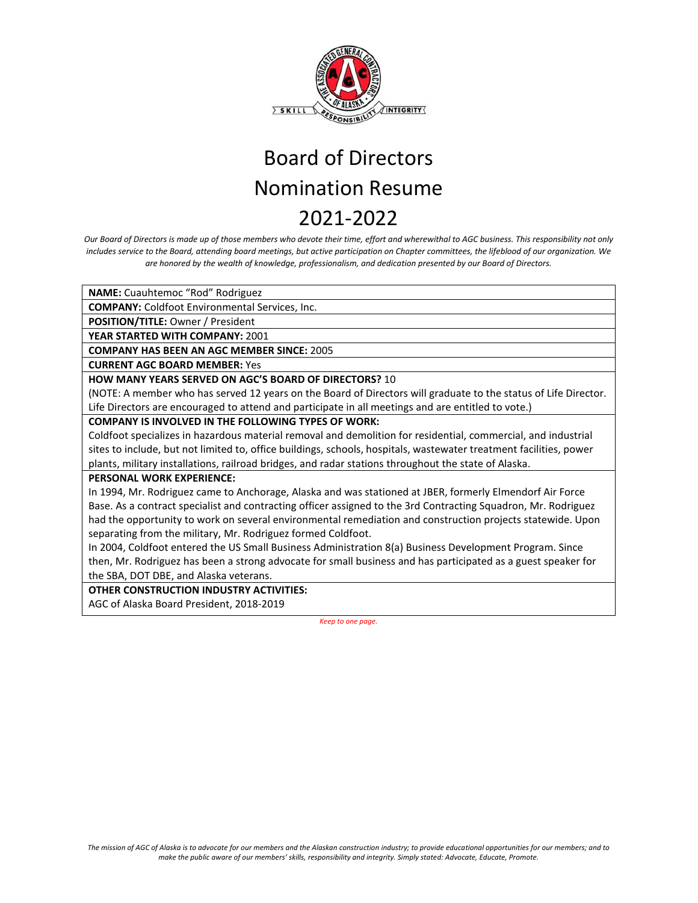# Board of Directors Nomination Resume 2021-2022

*Our Board of Directors is made up of those members who devote their time, effort and wherewithal to AGC business. This responsibility not only includes service to the Board, attending board meetings, but active participation on Chapter committees, the lifeblood of our organization. We are honored by the wealth of knowledge, professionalism, and dedication presented by our Board of Directors.*

**NAME:** Cuauhtemoc "Rod" Rodriguez

**COMPANY:** Coldfoot Environmental Services, Inc.

**POSITION/TITLE:** Owner / President

**YEAR STARTED WITH COMPANY:** 2001

**COMPANY HAS BEEN AN AGC MEMBER SINCE:** 2005

**CURRENT AGC BOARD MEMBER:** Yes

**HOW MANY YEARS SERVED ON AGC'S BOARD OF DIRECTORS?** 10

(NOTE: A member who has served 12 years on the Board of Directors will graduate to the status of Life Director. Life Directors are encouraged to attend and participate in all meetings and are entitled to vote.)

**COMPANY IS INVOLVED IN THE FOLLOWING TYPES OF WORK:**

Coldfoot specializes in hazardous material removal and demolition for residential, commercial, and industrial sites to include, but not limited to, office buildings, schools, hospitals, wastewater treatment facilities, power plants, military installations, railroad bridges, and radar stations throughout the state of Alaska.

**PERSONAL WORK EXPERIENCE:**

In 1994, Mr. Rodriguez came to Anchorage, Alaska and was stationed at JBER, formerly Elmendorf Air Force Base. As a contract specialist and contracting officer assigned to the 3rd Contracting Squadron, Mr. Rodriguez had the opportunity to work on several environmental remediation and construction projects statewide. Upon separating from the military, Mr. Rodriguez formed Coldfoot.

In 2004, Coldfoot entered the US Small Business Administration 8(a) Business Development Program. Since then, Mr. Rodriguez has been a strong advocate for small business and has participated as a guest speaker for the SBA, DOT DBE, and Alaska veterans.

**OTHER CONSTRUCTION INDUSTRY ACTIVITIES:**

AGC of Alaska Board President, 2018-2019

*Keep to one page.*

*The mission of AGC of Alaska is to advocate for our members and the Alaskan construction industry; to provide educational opportunities for our members; and to make the public aware of our members' skills, responsibility and integrity. Simply stated: Advocate, Educate, Promote.*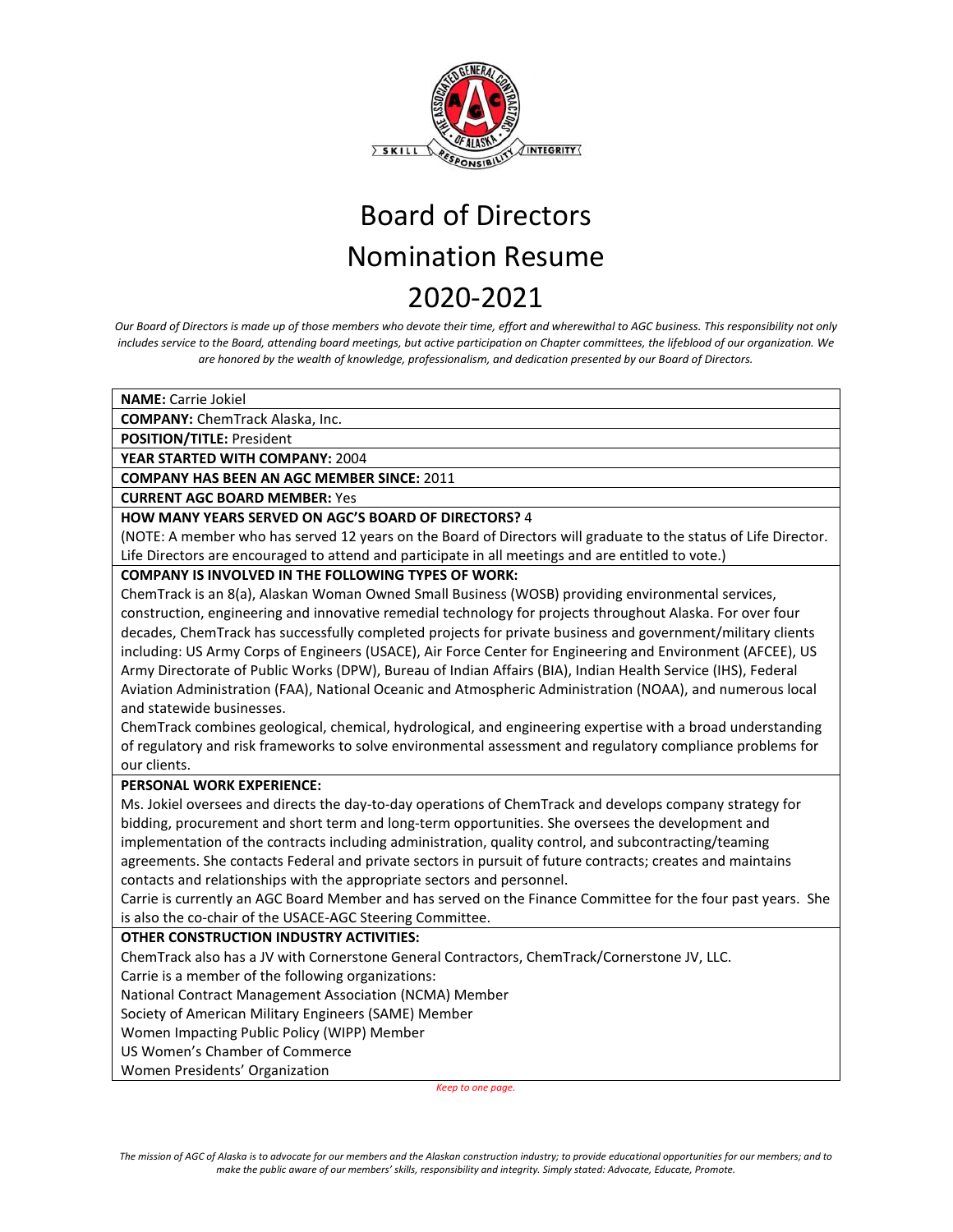# Board of Directors
# Nomination Resume
# 2020-2021

*Our Board of Directors is made up of those members who devote their time, effort and wherewithal to AGC business. This responsibility not only includes service to the Board, attending board meetings, but active participation on Chapter committees, the lifeblood of our organization. We are honored by the wealth of knowledge, professionalism, and dedication presented by our Board of Directors.*

**NAME:** Carrie Jokiel

**COMPANY:** ChemTrack Alaska, Inc.

**POSITION/TITLE:** President

**YEAR STARTED WITH COMPANY:** 2004

**COMPANY HAS BEEN AN AGC MEMBER SINCE:** 2011

**CURRENT AGC BOARD MEMBER:** Yes

**HOW MANY YEARS SERVED ON AGC'S BOARD OF DIRECTORS?** 4

(NOTE: A member who has served 12 years on the Board of Directors will graduate to the status of Life Director. Life Directors are encouraged to attend and participate in all meetings and are entitled to vote.)

**COMPANY IS INVOLVED IN THE FOLLOWING TYPES OF WORK:**

ChemTrack is an 8(a), Alaskan Woman Owned Small Business (WOSB) providing environmental services, construction, engineering and innovative remedial technology for projects throughout Alaska. For over four decades, ChemTrack has successfully completed projects for private business and government/military clients including: US Army Corps of Engineers (USACE), Air Force Center for Engineering and Environment (AFCEE), US Army Directorate of Public Works (DPW), Bureau of Indian Affairs (BIA), Indian Health Service (IHS), Federal Aviation Administration (FAA), National Oceanic and Atmospheric Administration (NOAA), and numerous local and statewide businesses.

ChemTrack combines geological, chemical, hydrological, and engineering expertise with a broad understanding of regulatory and risk frameworks to solve environmental assessment and regulatory compliance problems for our clients.

**PERSONAL WORK EXPERIENCE:**

Ms. Jokiel oversees and directs the day-to-day operations of ChemTrack and develops company strategy for bidding, procurement and short term and long-term opportunities. She oversees the development and implementation of the contracts including administration, quality control, and subcontracting/teaming agreements. She contacts Federal and private sectors in pursuit of future contracts; creates and maintains contacts and relationships with the appropriate sectors and personnel.

Carrie is currently an AGC Board Member and has served on the Finance Committee for the four past years. She is also the co-chair of the USACE-AGC Steering Committee.

**OTHER CONSTRUCTION INDUSTRY ACTIVITIES:**

ChemTrack also has a JV with Cornerstone General Contractors, ChemTrack/Cornerstone JV, LLC.

Carrie is a member of the following organizations:

National Contract Management Association (NCMA) Member

Society of American Military Engineers (SAME) Member

Women Impacting Public Policy (WIPP) Member

US Women's Chamber of Commerce

Women Presidents' Organization

*Keep to one page.*

*The mission of AGC of Alaska is to advocate for our members and the Alaskan construction industry; to provide educational opportunities for our members; and to make the public aware of our members' skills, responsibility and integrity. Simply stated: Advocate, Educate, Promote.*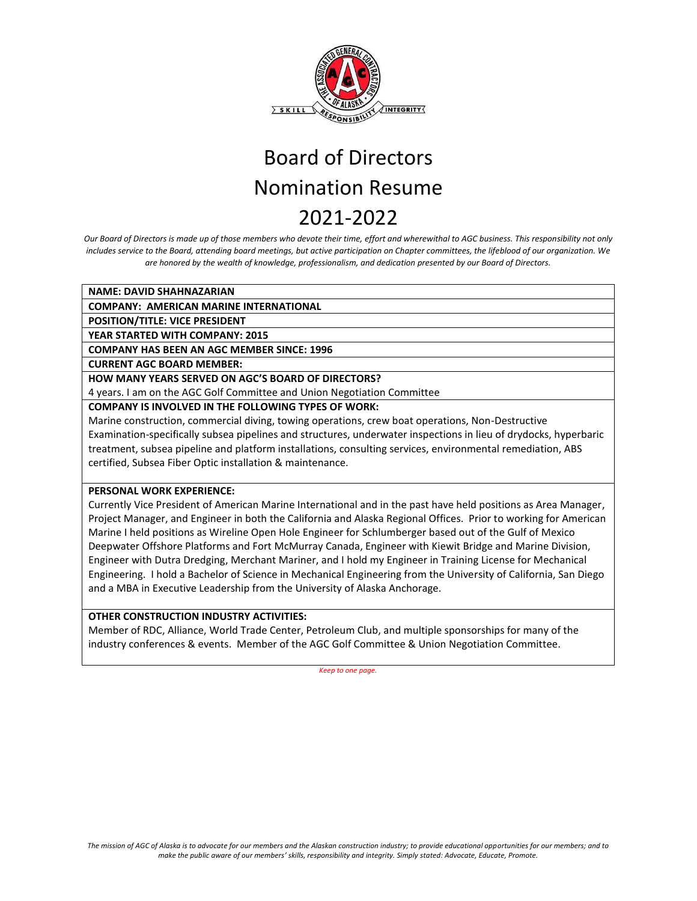# Board of Directors
# Nomination Resume
# 2021-2022

*Our Board of Directors is made up of those members who devote their time, effort and wherewithal to AGC business. This responsibility not only includes service to the Board, attending board meetings, but active participation on Chapter committees, the lifeblood of our organization. We are honored by the wealth of knowledge, professionalism, and dedication presented by our Board of Directors.*

**NAME: DAVID SHAHNAZARIAN**

**COMPANY: AMERICAN MARINE INTERNATIONAL**

**POSITION/TITLE: VICE PRESIDENT**

**YEAR STARTED WITH COMPANY: 2015**

**COMPANY HAS BEEN AN AGC MEMBER SINCE: 1996**

**CURRENT AGC BOARD MEMBER:**

**HOW MANY YEARS SERVED ON AGC'S BOARD OF DIRECTORS?**

4 years. I am on the AGC Golf Committee and Union Negotiation Committee

**COMPANY IS INVOLVED IN THE FOLLOWING TYPES OF WORK:**

Marine construction, commercial diving, towing operations, crew boat operations, Non-Destructive Examination-specifically subsea pipelines and structures, underwater inspections in lieu of drydocks, hyperbaric treatment, subsea pipeline and platform installations, consulting services, environmental remediation, ABS certified, Subsea Fiber Optic installation & maintenance.

**PERSONAL WORK EXPERIENCE:**

Currently Vice President of American Marine International and in the past have held positions as Area Manager, Project Manager, and Engineer in both the California and Alaska Regional Offices. Prior to working for American Marine I held positions as Wireline Open Hole Engineer for Schlumberger based out of the Gulf of Mexico Deepwater Offshore Platforms and Fort McMurray Canada, Engineer with Kiewit Bridge and Marine Division, Engineer with Dutra Dredging, Merchant Mariner, and I hold my Engineer in Training License for Mechanical Engineering. I hold a Bachelor of Science in Mechanical Engineering from the University of California, San Diego and a MBA in Executive Leadership from the University of Alaska Anchorage.

**OTHER CONSTRUCTION INDUSTRY ACTIVITIES:**

Member of RDC, Alliance, World Trade Center, Petroleum Club, and multiple sponsorships for many of the industry conferences & events. Member of the AGC Golf Committee & Union Negotiation Committee.

*Keep to one page.*

*The mission of AGC of Alaska is to advocate for our members and the Alaskan construction industry; to provide educational opportunities for our members; and to make the public aware of our members' skills, responsibility and integrity. Simply stated: Advocate, Educate, Promote.*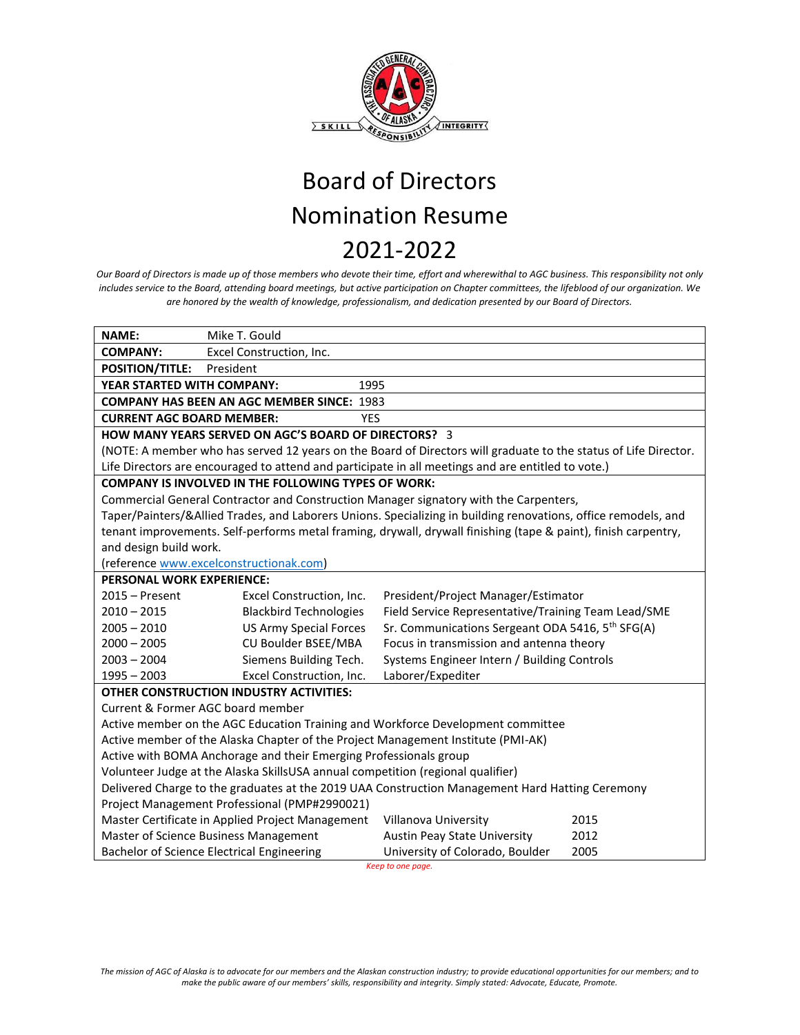# Board of Directors
# Nomination Resume
# 2021-2022

*Our Board of Directors is made up of those members who devote their time, effort and wherewithal to AGC business. This responsibility not only includes service to the Board, attending board meetings, but active participation on Chapter committees, the lifeblood of our organization. We are honored by the wealth of knowledge, professionalism, and dedication presented by our Board of Directors.*

**NAME:** Mike T. Gould

**COMPANY:** Excel Construction, Inc.

**POSITION/TITLE:** President

**YEAR STARTED WITH COMPANY:** 1995

**COMPANY HAS BEEN AN AGC MEMBER SINCE:** 1983

**CURRENT AGC BOARD MEMBER:** YES

**HOW MANY YEARS SERVED ON AGC'S BOARD OF DIRECTORS?** 3

(NOTE: A member who has served 12 years on the Board of Directors will graduate to the status of Life Director. Life Directors are encouraged to attend and participate in all meetings and are entitled to vote.)

**COMPANY IS INVOLVED IN THE FOLLOWING TYPES OF WORK:**

Commercial General Contractor and Construction Manager signatory with the Carpenters, Taper/Painters/&Allied Trades, and Laborers Unions. Specializing in building renovations, office remodels, and tenant improvements. Self-performs metal framing, drywall, drywall finishing (tape & paint), finish carpentry, and design build work.

(reference www.excelconstructionak.com)

**PERSONAL WORK EXPERIENCE:**

| | | |
|---|---|---|
| 2015 – Present | Excel Construction, Inc. | President/Project Manager/Estimator |
| 2010 – 2015 | Blackbird Technologies | Field Service Representative/Training Team Lead/SME |
| 2005 – 2010 | US Army Special Forces | Sr. Communications Sergeant ODA 5416, 5th SFG(A) |
| 2000 – 2005 | CU Boulder BSEE/MBA | Focus in transmission and antenna theory |
| 2003 – 2004 | Siemens Building Tech. | Systems Engineer Intern / Building Controls |
| 1995 – 2003 | Excel Construction, Inc. | Laborer/Expediter |

**OTHER CONSTRUCTION INDUSTRY ACTIVITIES:**

Current & Former AGC board member

Active member on the AGC Education Training and Workforce Development committee

Active member of the Alaska Chapter of the Project Management Institute (PMI-AK)

Active with BOMA Anchorage and their Emerging Professionals group

Volunteer Judge at the Alaska SkillsUSA annual competition (regional qualifier)

Delivered Charge to the graduates at the 2019 UAA Construction Management Hard Hatting Ceremony

Project Management Professional (PMP#2990021)

| | | |
|---|---|---|
| Master Certificate in Applied Project Management | Villanova University | 2015 |
| Master of Science Business Management | Austin Peay State University | 2012 |
| Bachelor of Science Electrical Engineering | University of Colorado, Boulder | 2005 |

*Keep to one page.*

*The mission of AGC of Alaska is to advocate for our members and the Alaskan construction industry; to provide educational opportunities for our members; and to make the public aware of our members' skills, responsibility and integrity. Simply stated: Advocate, Educate, Promote.*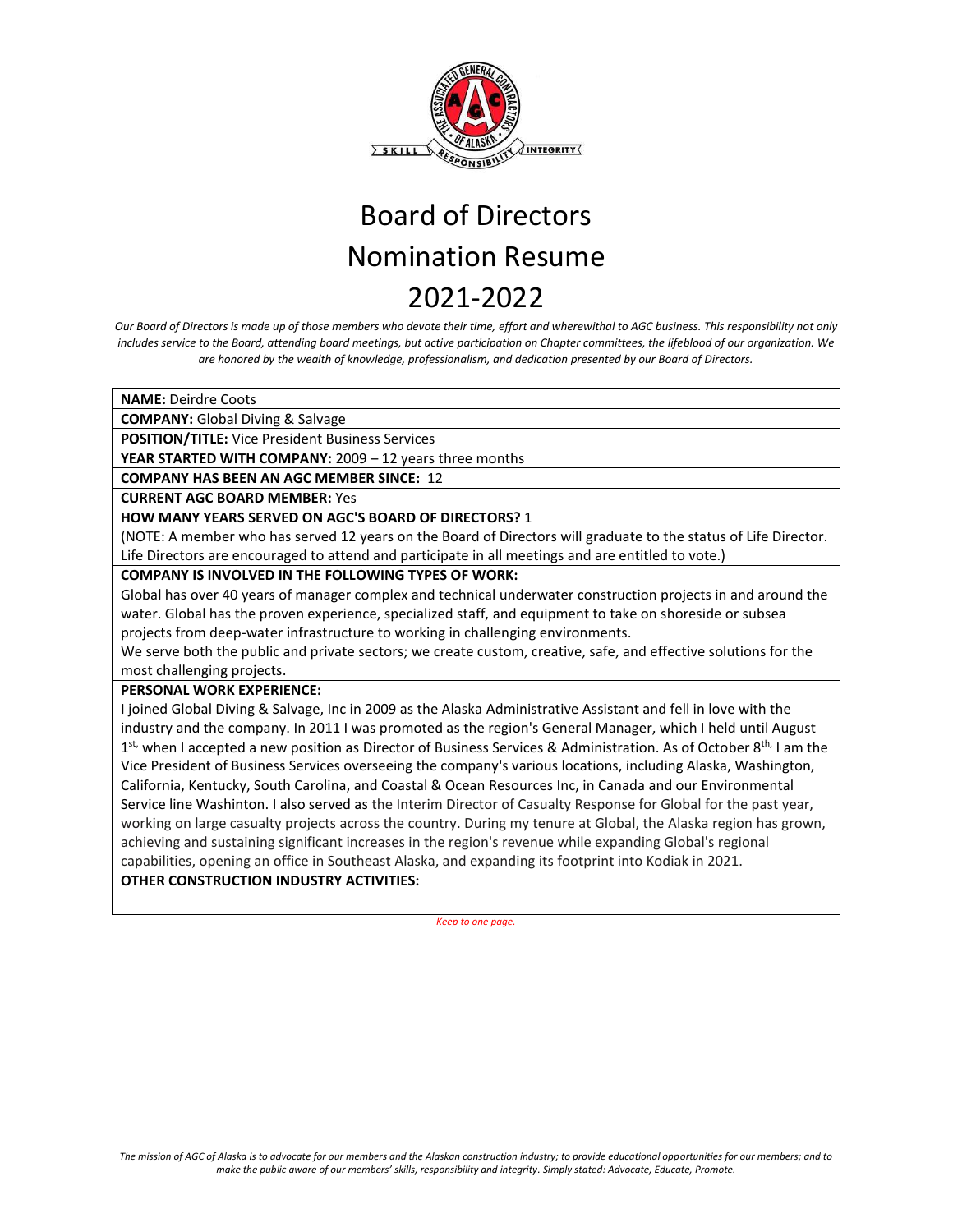# Board of Directors Nomination Resume 2021-2022

*Our Board of Directors is made up of those members who devote their time, effort and wherewithal to AGC business. This responsibility not only includes service to the Board, attending board meetings, but active participation on Chapter committees, the lifeblood of our organization. We are honored by the wealth of knowledge, professionalism, and dedication presented by our Board of Directors.*

**NAME:** Deirdre Coots

**COMPANY:** Global Diving & Salvage

**POSITION/TITLE:** Vice President Business Services

**YEAR STARTED WITH COMPANY:** 2009 – 12 years three months

**COMPANY HAS BEEN AN AGC MEMBER SINCE:** 12

**CURRENT AGC BOARD MEMBER:** Yes

**HOW MANY YEARS SERVED ON AGC'S BOARD OF DIRECTORS?** 1

(NOTE: A member who has served 12 years on the Board of Directors will graduate to the status of Life Director. Life Directors are encouraged to attend and participate in all meetings and are entitled to vote.)

**COMPANY IS INVOLVED IN THE FOLLOWING TYPES OF WORK:**

Global has over 40 years of manager complex and technical underwater construction projects in and around the water. Global has the proven experience, specialized staff, and equipment to take on shoreside or subsea projects from deep-water infrastructure to working in challenging environments.

We serve both the public and private sectors; we create custom, creative, safe, and effective solutions for the most challenging projects.

**PERSONAL WORK EXPERIENCE:**

I joined Global Diving & Salvage, Inc in 2009 as the Alaska Administrative Assistant and fell in love with the industry and the company. In 2011 I was promoted as the region's General Manager, which I held until August 1st, when I accepted a new position as Director of Business Services & Administration. As of October 8th, I am the Vice President of Business Services overseeing the company's various locations, including Alaska, Washington, California, Kentucky, South Carolina, and Coastal & Ocean Resources Inc, in Canada and our Environmental Service line Washinton. I also served as the Interim Director of Casualty Response for Global for the past year, working on large casualty projects across the country. During my tenure at Global, the Alaska region has grown, achieving and sustaining significant increases in the region's revenue while expanding Global's regional capabilities, opening an office in Southeast Alaska, and expanding its footprint into Kodiak in 2021.

**OTHER CONSTRUCTION INDUSTRY ACTIVITIES:**

*Keep to one page.*

*The mission of AGC of Alaska is to advocate for our members and the Alaskan construction industry; to provide educational opportunities for our members; and to make the public aware of our members' skills, responsibility and integrity. Simply stated: Advocate, Educate, Promote.*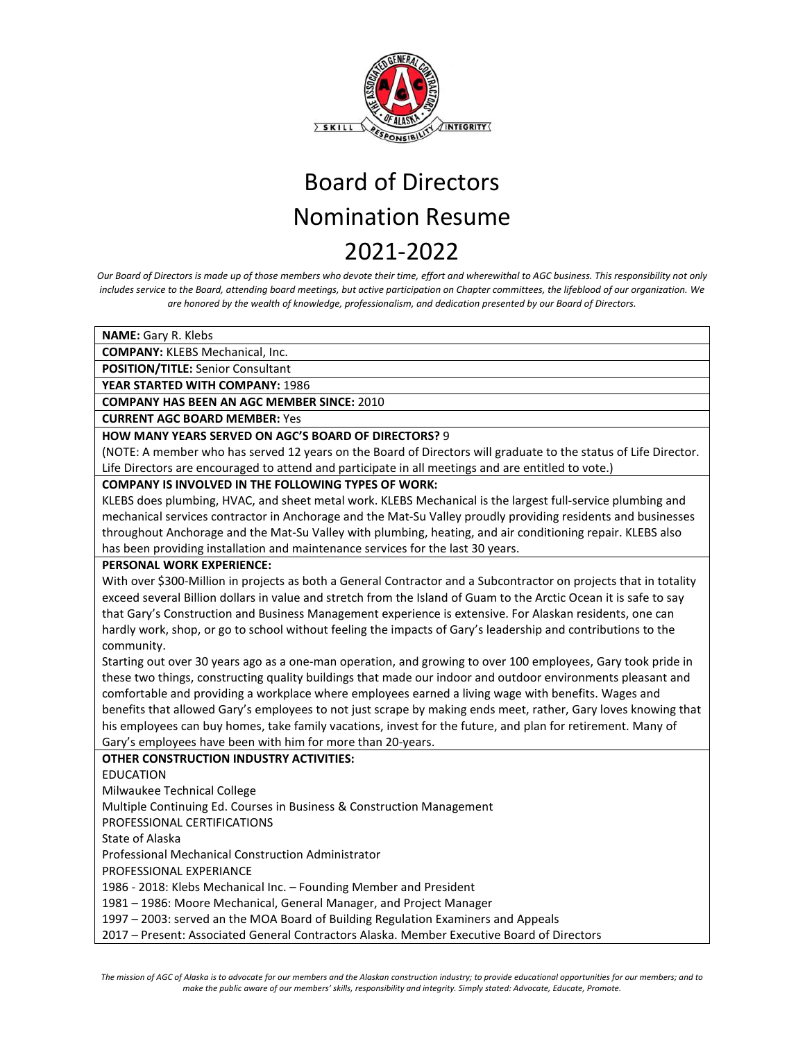# Board of Directors
# Nomination Resume
# 2021-2022

*Our Board of Directors is made up of those members who devote their time, effort and wherewithal to AGC business. This responsibility not only includes service to the Board, attending board meetings, but active participation on Chapter committees, the lifeblood of our organization. We are honored by the wealth of knowledge, professionalism, and dedication presented by our Board of Directors.*

**NAME:** Gary R. Klebs

**COMPANY:** KLEBS Mechanical, Inc.

**POSITION/TITLE:** Senior Consultant

**YEAR STARTED WITH COMPANY:** 1986

**COMPANY HAS BEEN AN AGC MEMBER SINCE:** 2010

**CURRENT AGC BOARD MEMBER:** Yes

**HOW MANY YEARS SERVED ON AGC'S BOARD OF DIRECTORS?** 9

(NOTE: A member who has served 12 years on the Board of Directors will graduate to the status of Life Director. Life Directors are encouraged to attend and participate in all meetings and are entitled to vote.)

**COMPANY IS INVOLVED IN THE FOLLOWING TYPES OF WORK:**

KLEBS does plumbing, HVAC, and sheet metal work. KLEBS Mechanical is the largest full-service plumbing and mechanical services contractor in Anchorage and the Mat-Su Valley proudly providing residents and businesses throughout Anchorage and the Mat-Su Valley with plumbing, heating, and air conditioning repair. KLEBS also has been providing installation and maintenance services for the last 30 years.

**PERSONAL WORK EXPERIENCE:**

With over $300-Million in projects as both a General Contractor and a Subcontractor on projects that in totality exceed several Billion dollars in value and stretch from the Island of Guam to the Arctic Ocean it is safe to say that Gary's Construction and Business Management experience is extensive. For Alaskan residents, one can hardly work, shop, or go to school without feeling the impacts of Gary's leadership and contributions to the community.

Starting out over 30 years ago as a one-man operation, and growing to over 100 employees, Gary took pride in these two things, constructing quality buildings that made our indoor and outdoor environments pleasant and comfortable and providing a workplace where employees earned a living wage with benefits. Wages and benefits that allowed Gary's employees to not just scrape by making ends meet, rather, Gary loves knowing that his employees can buy homes, take family vacations, invest for the future, and plan for retirement. Many of Gary's employees have been with him for more than 20-years.

**OTHER CONSTRUCTION INDUSTRY ACTIVITIES:**

EDUCATION

Milwaukee Technical College

Multiple Continuing Ed. Courses in Business & Construction Management

PROFESSIONAL CERTIFICATIONS

State of Alaska

Professional Mechanical Construction Administrator

PROFESSIONAL EXPERIANCE

1986 - 2018: Klebs Mechanical Inc. – Founding Member and President

1981 – 1986: Moore Mechanical, General Manager, and Project Manager

1997 – 2003: served an the MOA Board of Building Regulation Examiners and Appeals

2017 – Present: Associated General Contractors Alaska. Member Executive Board of Directors

*The mission of AGC of Alaska is to advocate for our members and the Alaskan construction industry; to provide educational opportunities for our members; and to make the public aware of our members' skills, responsibility and integrity. Simply stated: Advocate, Educate, Promote.*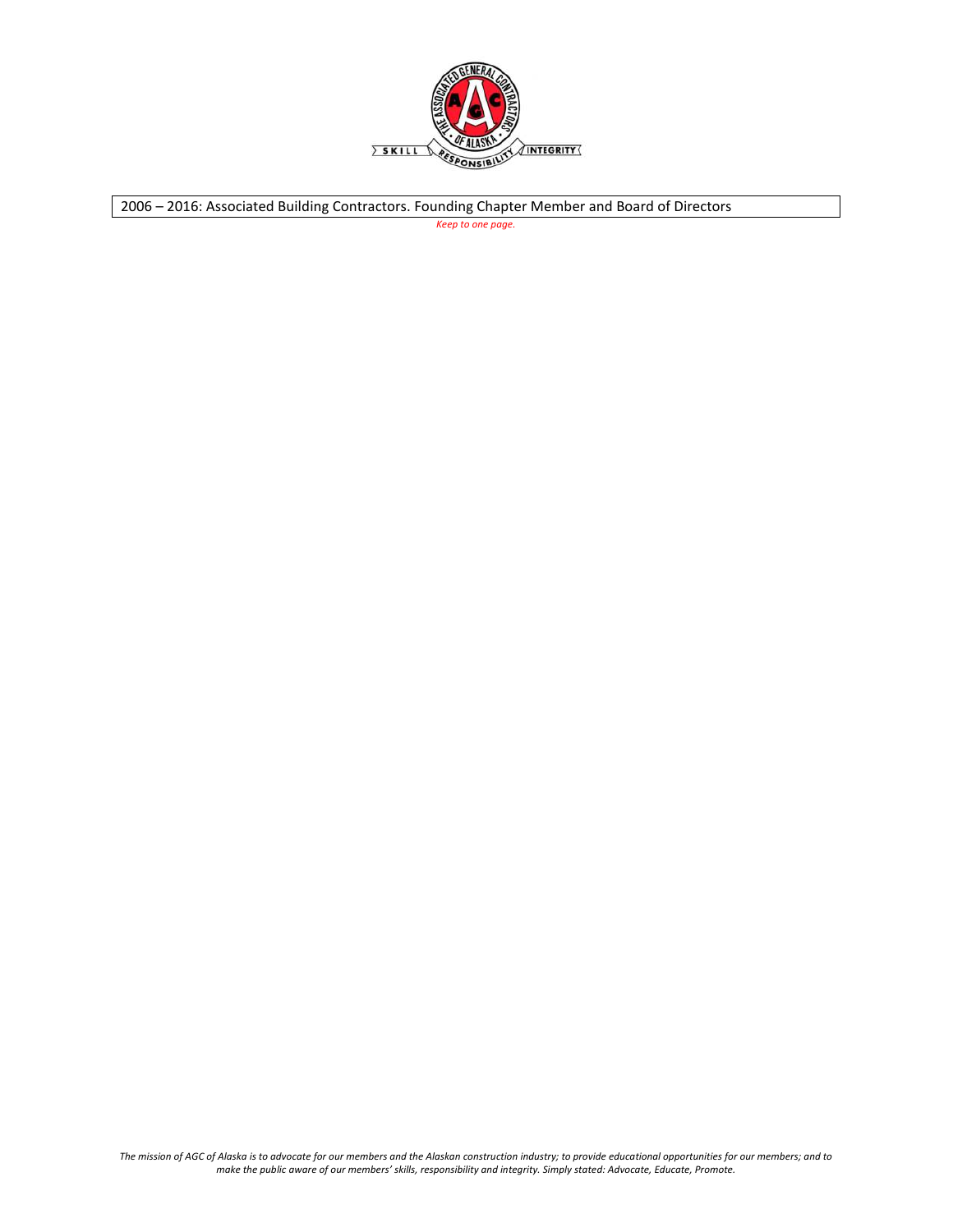2006 – 2016: Associated Building Contractors. Founding Chapter Member and Board of Directors

*Keep to one page.*

*The mission of AGC of Alaska is to advocate for our members and the Alaskan construction industry; to provide educational opportunities for our members; and to make the public aware of our members' skills, responsibility and integrity. Simply stated: Advocate, Educate, Promote.*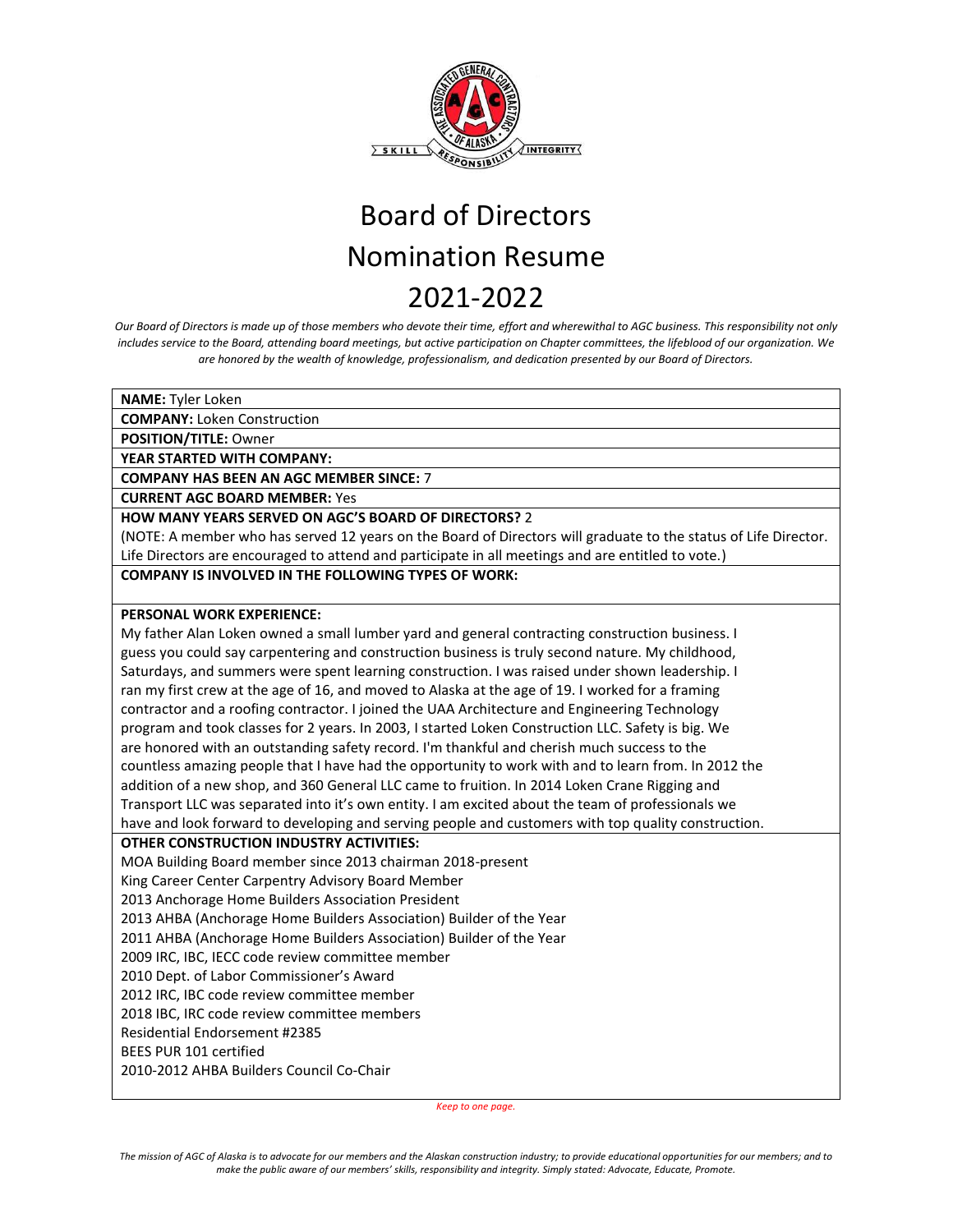# Board of Directors
# Nomination Resume
# 2021-2022

*Our Board of Directors is made up of those members who devote their time, effort and wherewithal to AGC business. This responsibility not only includes service to the Board, attending board meetings, but active participation on Chapter committees, the lifeblood of our organization. We are honored by the wealth of knowledge, professionalism, and dedication presented by our Board of Directors.*

**NAME:** Tyler Loken

**COMPANY:** Loken Construction

**POSITION/TITLE:** Owner

**YEAR STARTED WITH COMPANY:**

**COMPANY HAS BEEN AN AGC MEMBER SINCE:** 7

**CURRENT AGC BOARD MEMBER:** Yes

**HOW MANY YEARS SERVED ON AGC'S BOARD OF DIRECTORS?** 2

(NOTE: A member who has served 12 years on the Board of Directors will graduate to the status of Life Director. Life Directors are encouraged to attend and participate in all meetings and are entitled to vote.)

**COMPANY IS INVOLVED IN THE FOLLOWING TYPES OF WORK:**

**PERSONAL WORK EXPERIENCE:**

My father Alan Loken owned a small lumber yard and general contracting construction business. I guess you could say carpentering and construction business is truly second nature. My childhood, Saturdays, and summers were spent learning construction. I was raised under shown leadership. I ran my first crew at the age of 16, and moved to Alaska at the age of 19. I worked for a framing contractor and a roofing contractor. I joined the UAA Architecture and Engineering Technology program and took classes for 2 years. In 2003, I started Loken Construction LLC. Safety is big. We are honored with an outstanding safety record. I'm thankful and cherish much success to the countless amazing people that I have had the opportunity to work with and to learn from. In 2012 the addition of a new shop, and 360 General LLC came to fruition. In 2014 Loken Crane Rigging and Transport LLC was separated into it's own entity. I am excited about the team of professionals we have and look forward to developing and serving people and customers with top quality construction.

**OTHER CONSTRUCTION INDUSTRY ACTIVITIES:**

MOA Building Board member since 2013 chairman 2018-present
King Career Center Carpentry Advisory Board Member
2013 Anchorage Home Builders Association President
2013 AHBA (Anchorage Home Builders Association) Builder of the Year
2011 AHBA (Anchorage Home Builders Association) Builder of the Year
2009 IRC, IBC, IECC code review committee member
2010 Dept. of Labor Commissioner's Award
2012 IRC, IBC code review committee member
2018 IBC, IRC code review committee members
Residential Endorsement #2385
BEES PUR 101 certified
2010-2012 AHBA Builders Council Co-Chair

*Keep to one page.*

*The mission of AGC of Alaska is to advocate for our members and the Alaskan construction industry; to provide educational opportunities for our members; and to make the public aware of our members' skills, responsibility and integrity. Simply stated: Advocate, Educate, Promote.*